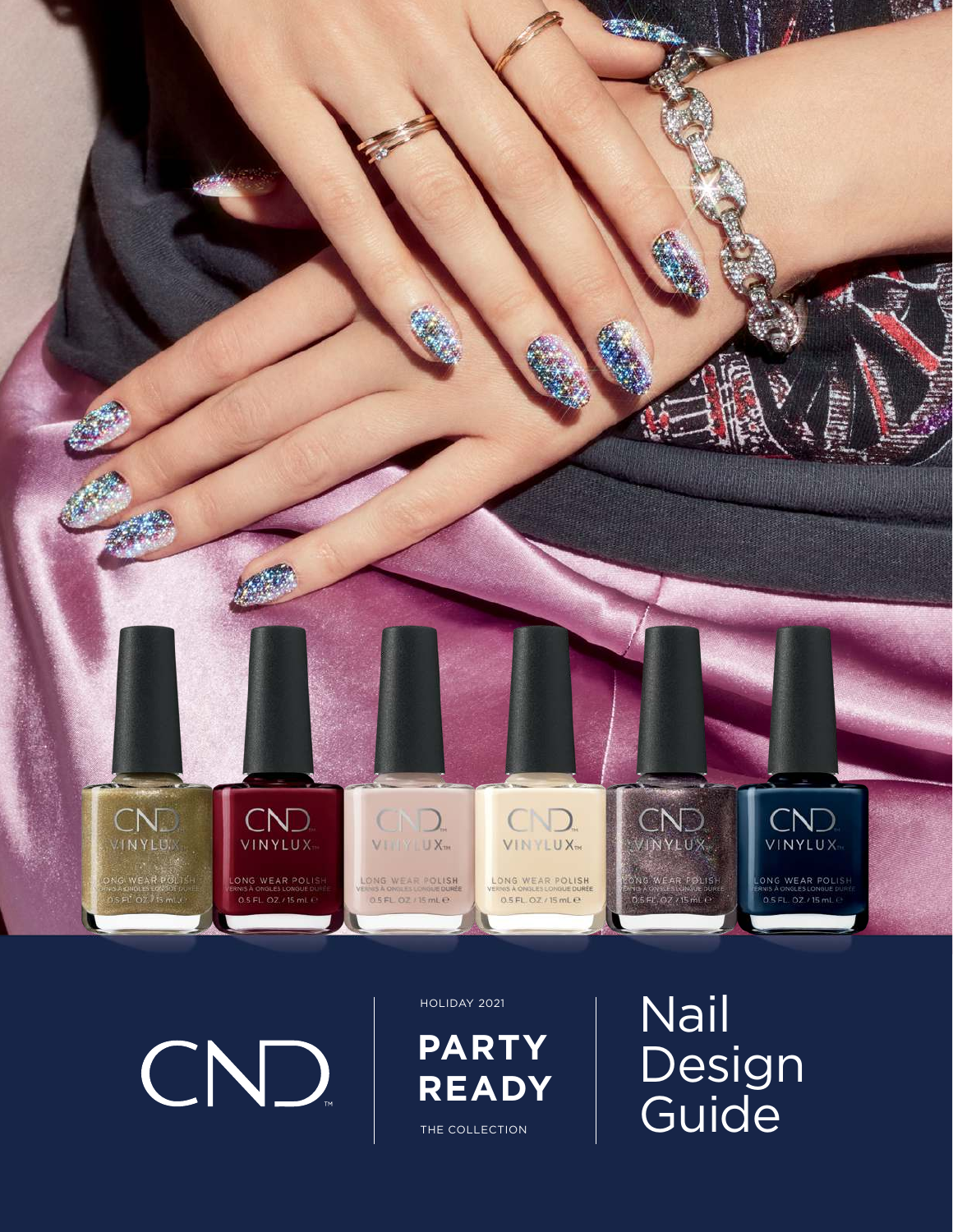CND

HOLIDAY 2021

**PARTY READY**

THE COLLECTION

# Nail Design Guide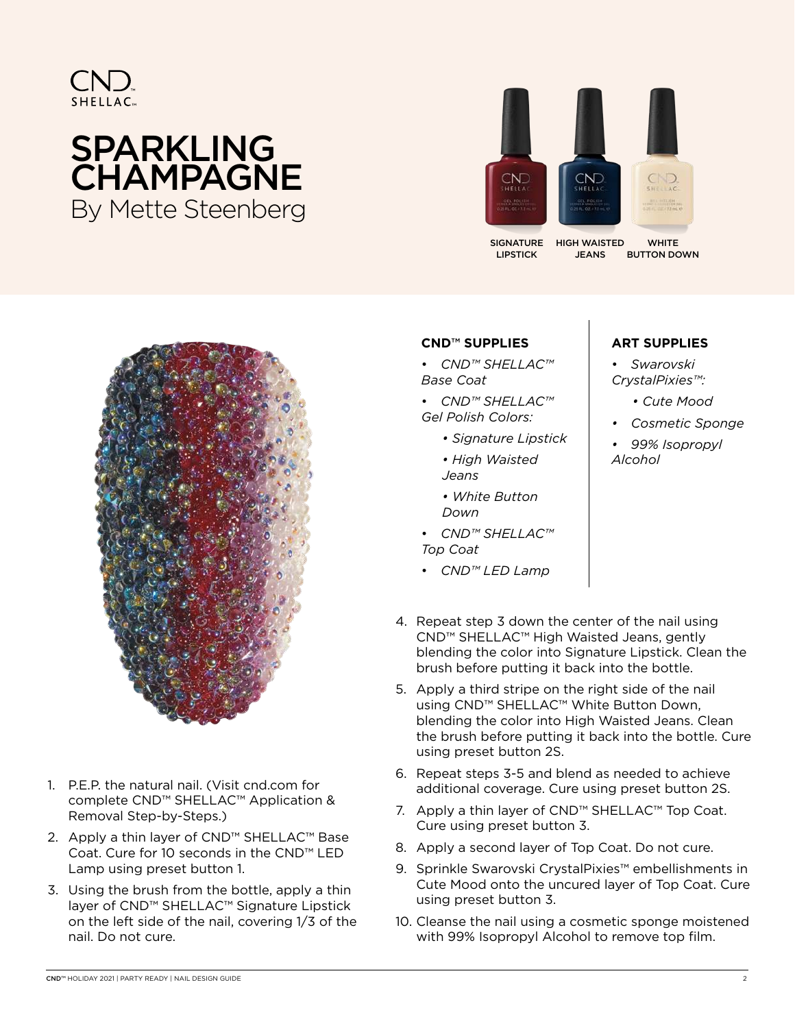CND
SHELLAC™

# SPARKLING CHAMPAGNE
By Mette Steenberg

SIGNATURE LIPSTICK | HIGH WAISTED JEANS | WHITE BUTTON DOWN

### CND™ SUPPLIES

- *CND™ SHELLAC™ Base Coat*
- *CND™ SHELLAC™ Gel Polish Colors:*
  - *Signature Lipstick*
  - *High Waisted Jeans*
  - *White Button Down*
- *CND™ SHELLAC™ Top Coat*
- *CND™ LED Lamp*

### ART SUPPLIES

- *Swarovski CrystalPixies™:*
  - *Cute Mood*
- *Cosmetic Sponge*
- *99% Isopropyl Alcohol*

1. P.E.P. the natural nail. (Visit cnd.com for complete CND™ SHELLAC™ Application & Removal Step-by-Steps.)
2. Apply a thin layer of CND™ SHELLAC™ Base Coat. Cure for 10 seconds in the CND™ LED Lamp using preset button 1.
3. Using the brush from the bottle, apply a thin layer of CND™ SHELLAC™ Signature Lipstick on the left side of the nail, covering 1/3 of the nail. Do not cure.
4. Repeat step 3 down the center of the nail using CND™ SHELLAC™ High Waisted Jeans, gently blending the color into Signature Lipstick. Clean the brush before putting it back into the bottle.
5. Apply a third stripe on the right side of the nail using CND™ SHELLAC™ White Button Down, blending the color into High Waisted Jeans. Clean the brush before putting it back into the bottle. Cure using preset button 2S.
6. Repeat steps 3-5 and blend as needed to achieve additional coverage. Cure using preset button 2S.
7. Apply a thin layer of CND™ SHELLAC™ Top Coat. Cure using preset button 3.
8. Apply a second layer of Top Coat. Do not cure.
9. Sprinkle Swarovski CrystalPixies™ embellishments in Cute Mood onto the uncured layer of Top Coat. Cure using preset button 3.
10. Cleanse the nail using a cosmetic sponge moistened with 99% Isopropyl Alcohol to remove top film.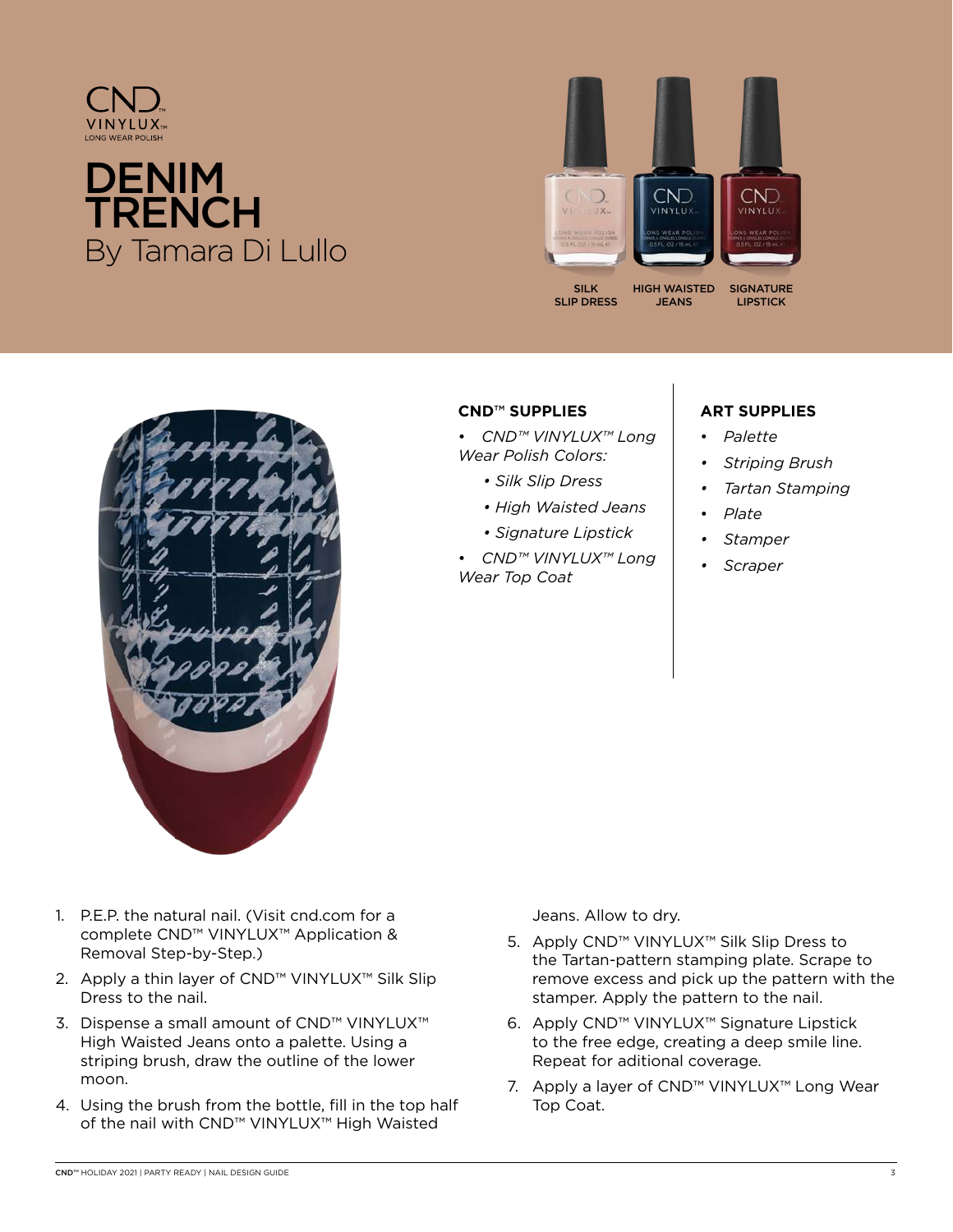CND™ VINYLUX™ LONG WEAR POLISH

# DENIM TRENCH

By Tamara Di Lullo

SILK SLIP DRESS

HIGH WAISTED JEANS

SIGNATURE LIPSTICK

**CND™ SUPPLIES**

- *CND™ VINYLUX™ Long Wear Polish Colors:*
  - *Silk Slip Dress*
  - *High Waisted Jeans*
  - *Signature Lipstick*
- *CND™ VINYLUX™ Long Wear Top Coat*

**ART SUPPLIES**

- *Palette*
- *Striping Brush*
- *Tartan Stamping*
- *Plate*
- *Stamper*
- *Scraper*

1. P.E.P. the natural nail. (Visit cnd.com for a complete CND™ VINYLUX™ Application & Removal Step-by-Step.)
2. Apply a thin layer of CND™ VINYLUX™ Silk Slip Dress to the nail.
3. Dispense a small amount of CND™ VINYLUX™ High Waisted Jeans onto a palette. Using a striping brush, draw the outline of the lower moon.
4. Using the brush from the bottle, fill in the top half of the nail with CND™ VINYLUX™ High Waisted Jeans. Allow to dry.
5. Apply CND™ VINYLUX™ Silk Slip Dress to the Tartan-pattern stamping plate. Scrape to remove excess and pick up the pattern with the stamper. Apply the pattern to the nail.
6. Apply CND™ VINYLUX™ Signature Lipstick to the free edge, creating a deep smile line. Repeat for aditional coverage.
7. Apply a layer of CND™ VINYLUX™ Long Wear Top Coat.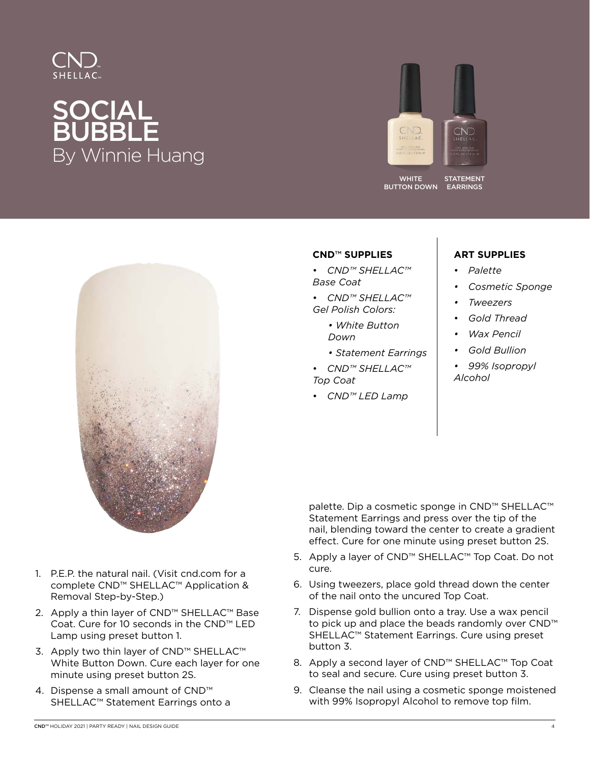CND™ SHELLAC™

# SOCIAL BUBBLE

By Winnie Huang

WHITE BUTTON DOWN

STATEMENT EARRINGS

**CND™ SUPPLIES**

- *CND™ SHELLAC™ Base Coat*
- *CND™ SHELLAC™ Gel Polish Colors:*
  - *White Button Down*
  - *Statement Earrings*
- *CND™ SHELLAC™ Top Coat*
- *CND™ LED Lamp*

**ART SUPPLIES**

- *Palette*
- *Cosmetic Sponge*
- *Tweezers*
- *Gold Thread*
- *Wax Pencil*
- *Gold Bullion*
- *99% Isopropyl Alcohol*

1. P.E.P. the natural nail. (Visit cnd.com for a complete CND™ SHELLAC™ Application & Removal Step-by-Step.)
2. Apply a thin layer of CND™ SHELLAC™ Base Coat. Cure for 10 seconds in the CND™ LED Lamp using preset button 1.
3. Apply two thin layer of CND™ SHELLAC™ White Button Down. Cure each layer for one minute using preset button 2S.
4. Dispense a small amount of CND™ SHELLAC™ Statement Earrings onto a palette. Dip a cosmetic sponge in CND™ SHELLAC™ Statement Earrings and press over the tip of the nail, blending toward the center to create a gradient effect. Cure for one minute using preset button 2S.
5. Apply a layer of CND™ SHELLAC™ Top Coat. Do not cure.
6. Using tweezers, place gold thread down the center of the nail onto the uncured Top Coat.
7. Dispense gold bullion onto a tray. Use a wax pencil to pick up and place the beads randomly over CND™ SHELLAC™ Statement Earrings. Cure using preset button 3.
8. Apply a second layer of CND™ SHELLAC™ Top Coat to seal and secure. Cure using preset button 3.
9. Cleanse the nail using a cosmetic sponge moistened with 99% Isopropyl Alcohol to remove top film.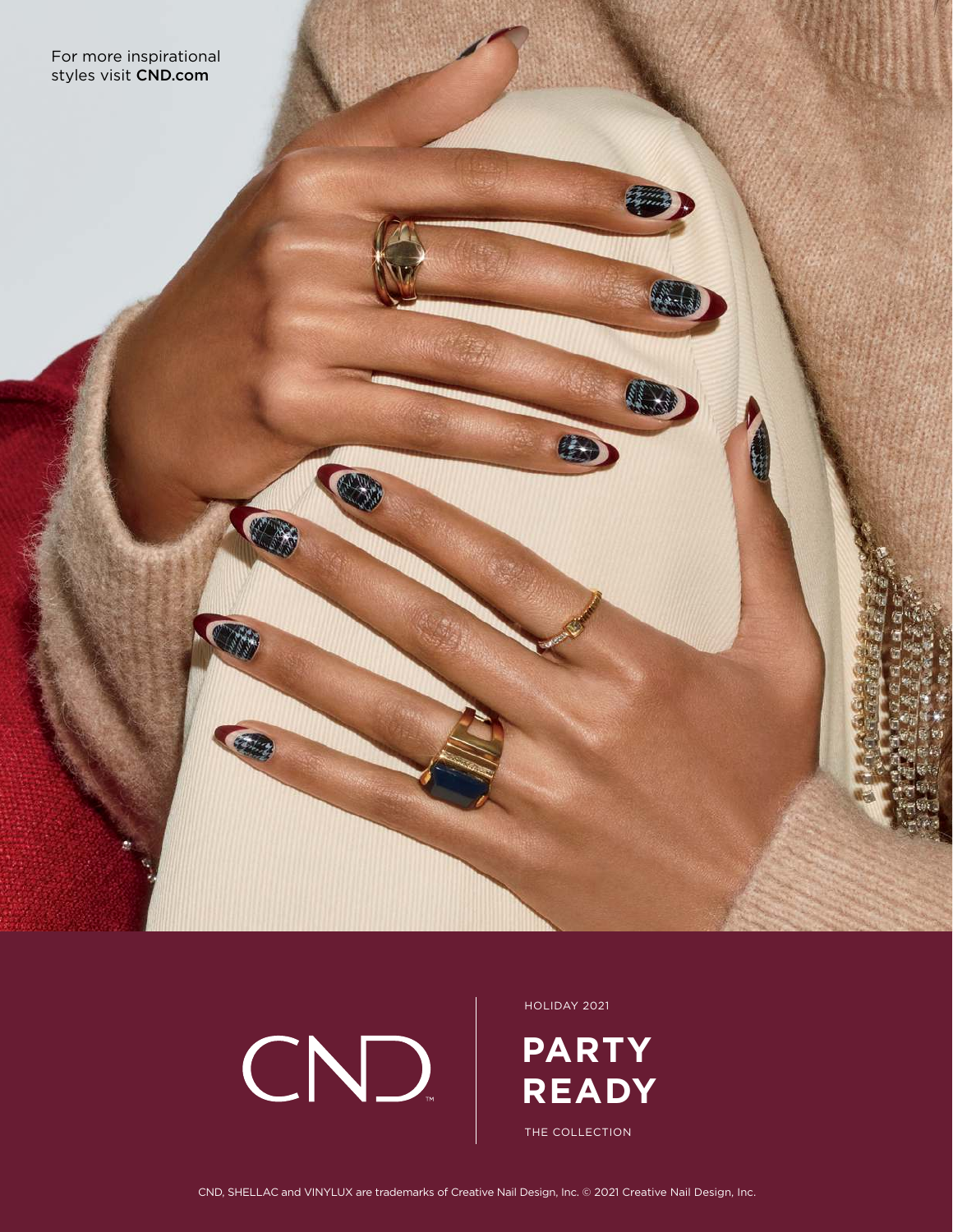For more inspirational styles visit **CND.com**

CND

HOLIDAY 2021

**PARTY READY**

THE COLLECTION

CND, SHELLAC and VINYLUX are trademarks of Creative Nail Design, Inc. © 2021 Creative Nail Design, Inc.